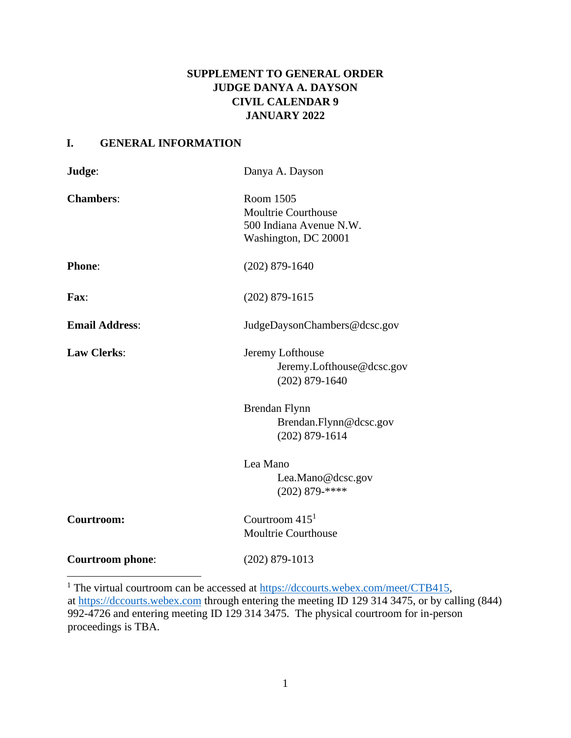**SUPPLEMENT TO GENERAL ORDER**
**JUDGE DANYA A. DAYSON**
**CIVIL CALENDAR 9**
**JANUARY 2022**

## I. GENERAL INFORMATION

**Judge**: Danya A. Dayson

**Chambers**: Room 1505
Moultrie Courthouse
500 Indiana Avenue N.W.
Washington, DC 20001

**Phone**: (202) 879-1640

**Fax**: (202) 879-1615

**Email Address**: JudgeDaysonChambers@dcsc.gov

**Law Clerks**:

Jeremy Lofthouse
Jeremy.Lofthouse@dcsc.gov
(202) 879-1640

Brendan Flynn
Brendan.Flynn@dcsc.gov
(202) 879-1614

Lea Mano
Lea.Mano@dcsc.gov
(202) 879-****

**Courtroom:** Courtroom 415[1]
Moultrie Courthouse

**Courtroom phone**: (202) 879-1013

---

[1] The virtual courtroom can be accessed at https://dccourts.webex.com/meet/CTB415, at https://dccourts.webex.com through entering the meeting ID 129 314 3475, or by calling (844) 992-4726 and entering meeting ID 129 314 3475. The physical courtroom for in-person proceedings is TBA.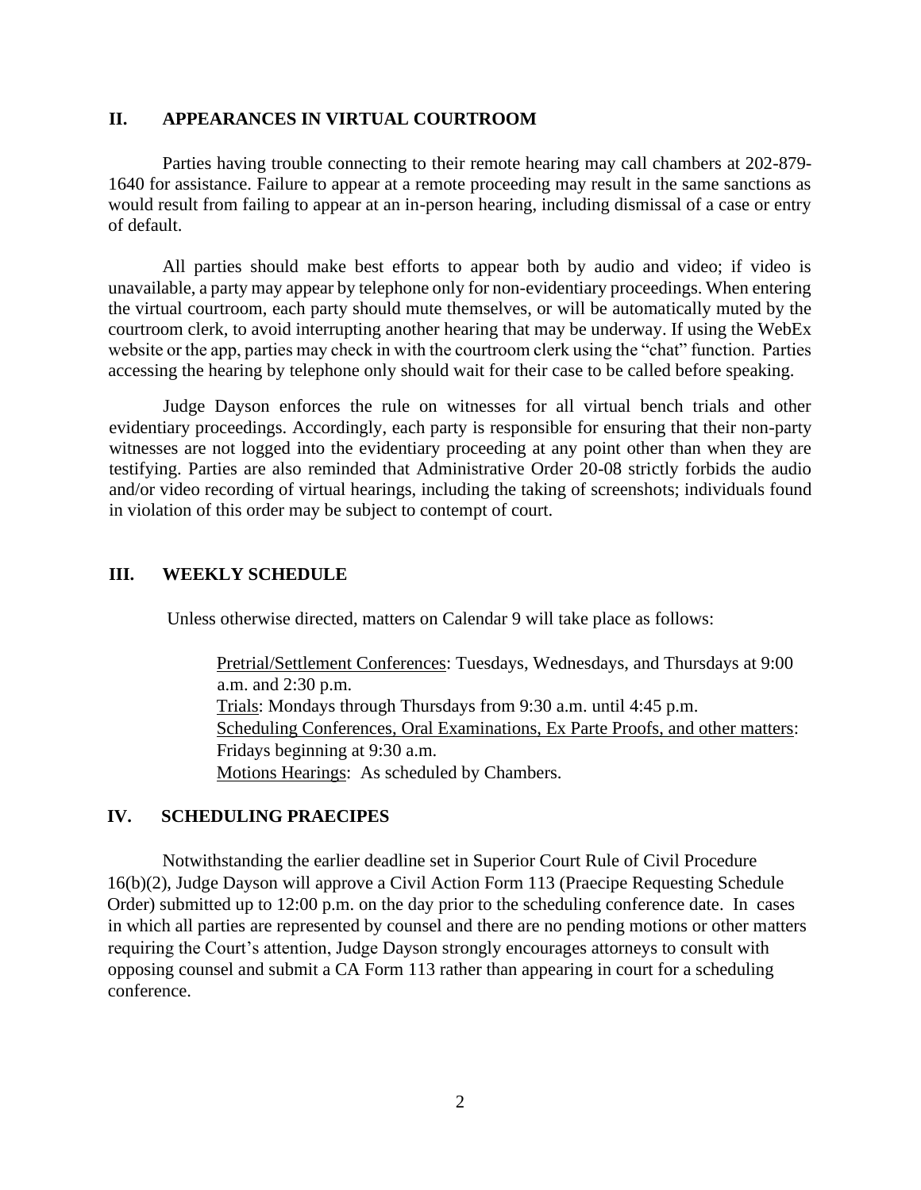## II. APPEARANCES IN VIRTUAL COURTROOM

Parties having trouble connecting to their remote hearing may call chambers at 202-879-1640 for assistance. Failure to appear at a remote proceeding may result in the same sanctions as would result from failing to appear at an in-person hearing, including dismissal of a case or entry of default.

All parties should make best efforts to appear both by audio and video; if video is unavailable, a party may appear by telephone only for non-evidentiary proceedings. When entering the virtual courtroom, each party should mute themselves, or will be automatically muted by the courtroom clerk, to avoid interrupting another hearing that may be underway. If using the WebEx website or the app, parties may check in with the courtroom clerk using the "chat" function. Parties accessing the hearing by telephone only should wait for their case to be called before speaking.

Judge Dayson enforces the rule on witnesses for all virtual bench trials and other evidentiary proceedings. Accordingly, each party is responsible for ensuring that their non-party witnesses are not logged into the evidentiary proceeding at any point other than when they are testifying. Parties are also reminded that Administrative Order 20-08 strictly forbids the audio and/or video recording of virtual hearings, including the taking of screenshots; individuals found in violation of this order may be subject to contempt of court.

## III. WEEKLY SCHEDULE

Unless otherwise directed, matters on Calendar 9 will take place as follows:

Pretrial/Settlement Conferences: Tuesdays, Wednesdays, and Thursdays at 9:00 a.m. and 2:30 p.m.
Trials: Mondays through Thursdays from 9:30 a.m. until 4:45 p.m.
Scheduling Conferences, Oral Examinations, Ex Parte Proofs, and other matters: Fridays beginning at 9:30 a.m.
Motions Hearings: As scheduled by Chambers.

## IV. SCHEDULING PRAECIPES

Notwithstanding the earlier deadline set in Superior Court Rule of Civil Procedure 16(b)(2), Judge Dayson will approve a Civil Action Form 113 (Praecipe Requesting Schedule Order) submitted up to 12:00 p.m. on the day prior to the scheduling conference date. In cases in which all parties are represented by counsel and there are no pending motions or other matters requiring the Court's attention, Judge Dayson strongly encourages attorneys to consult with opposing counsel and submit a CA Form 113 rather than appearing in court for a scheduling conference.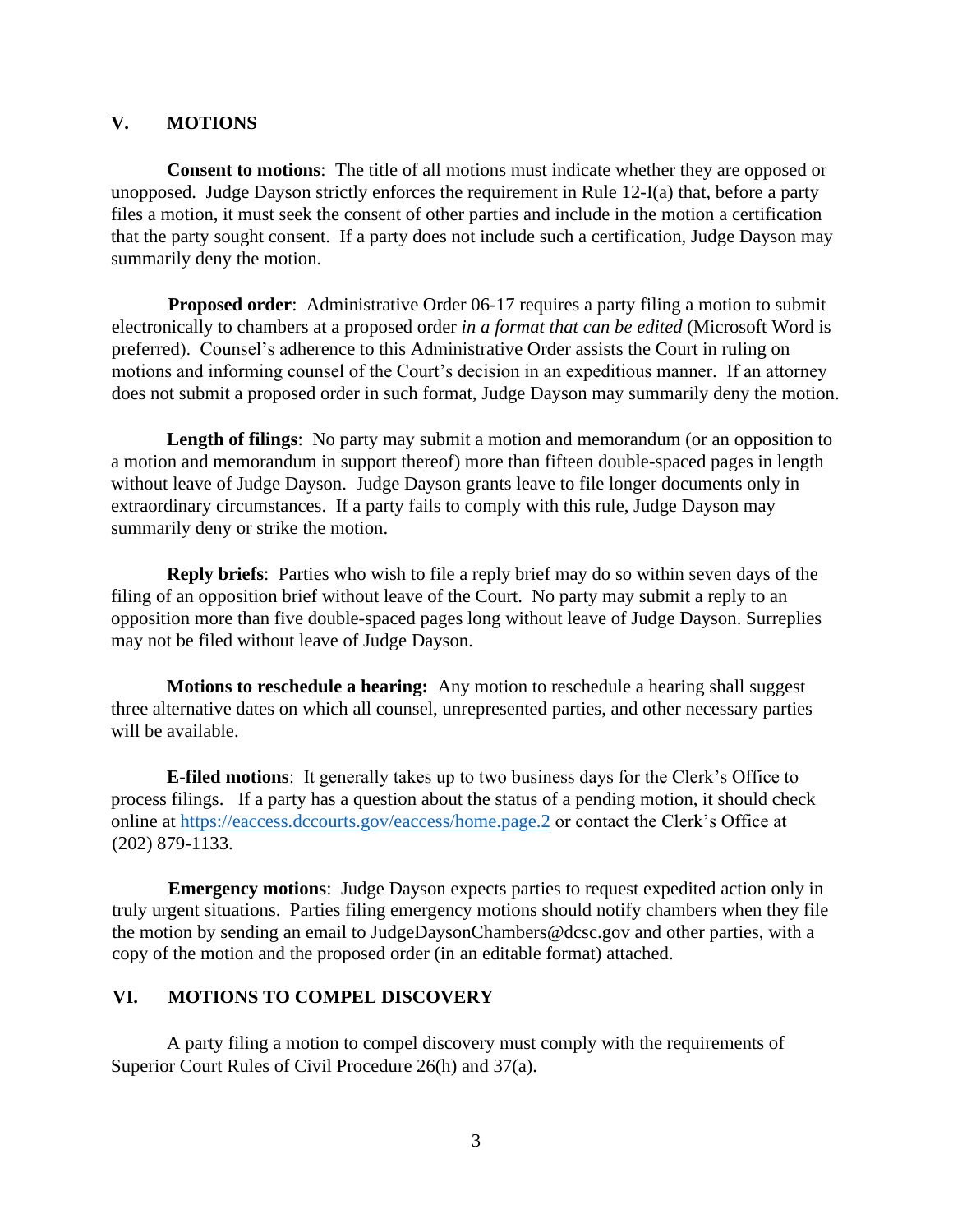## V. MOTIONS

**Consent to motions**: The title of all motions must indicate whether they are opposed or unopposed. Judge Dayson strictly enforces the requirement in Rule 12-I(a) that, before a party files a motion, it must seek the consent of other parties and include in the motion a certification that the party sought consent. If a party does not include such a certification, Judge Dayson may summarily deny the motion.

**Proposed order**: Administrative Order 06-17 requires a party filing a motion to submit electronically to chambers at a proposed order *in a format that can be edited* (Microsoft Word is preferred). Counsel's adherence to this Administrative Order assists the Court in ruling on motions and informing counsel of the Court's decision in an expeditious manner. If an attorney does not submit a proposed order in such format, Judge Dayson may summarily deny the motion.

**Length of filings**: No party may submit a motion and memorandum (or an opposition to a motion and memorandum in support thereof) more than fifteen double-spaced pages in length without leave of Judge Dayson. Judge Dayson grants leave to file longer documents only in extraordinary circumstances. If a party fails to comply with this rule, Judge Dayson may summarily deny or strike the motion.

**Reply briefs**: Parties who wish to file a reply brief may do so within seven days of the filing of an opposition brief without leave of the Court. No party may submit a reply to an opposition more than five double-spaced pages long without leave of Judge Dayson. Surreplies may not be filed without leave of Judge Dayson.

**Motions to reschedule a hearing:** Any motion to reschedule a hearing shall suggest three alternative dates on which all counsel, unrepresented parties, and other necessary parties will be available.

**E-filed motions**: It generally takes up to two business days for the Clerk's Office to process filings. If a party has a question about the status of a pending motion, it should check online at https://eaccess.dccourts.gov/eaccess/home.page.2 or contact the Clerk's Office at (202) 879-1133.

**Emergency motions**: Judge Dayson expects parties to request expedited action only in truly urgent situations. Parties filing emergency motions should notify chambers when they file the motion by sending an email to JudgeDaysonChambers@dcsc.gov and other parties, with a copy of the motion and the proposed order (in an editable format) attached.

## VI. MOTIONS TO COMPEL DISCOVERY

A party filing a motion to compel discovery must comply with the requirements of Superior Court Rules of Civil Procedure 26(h) and 37(a).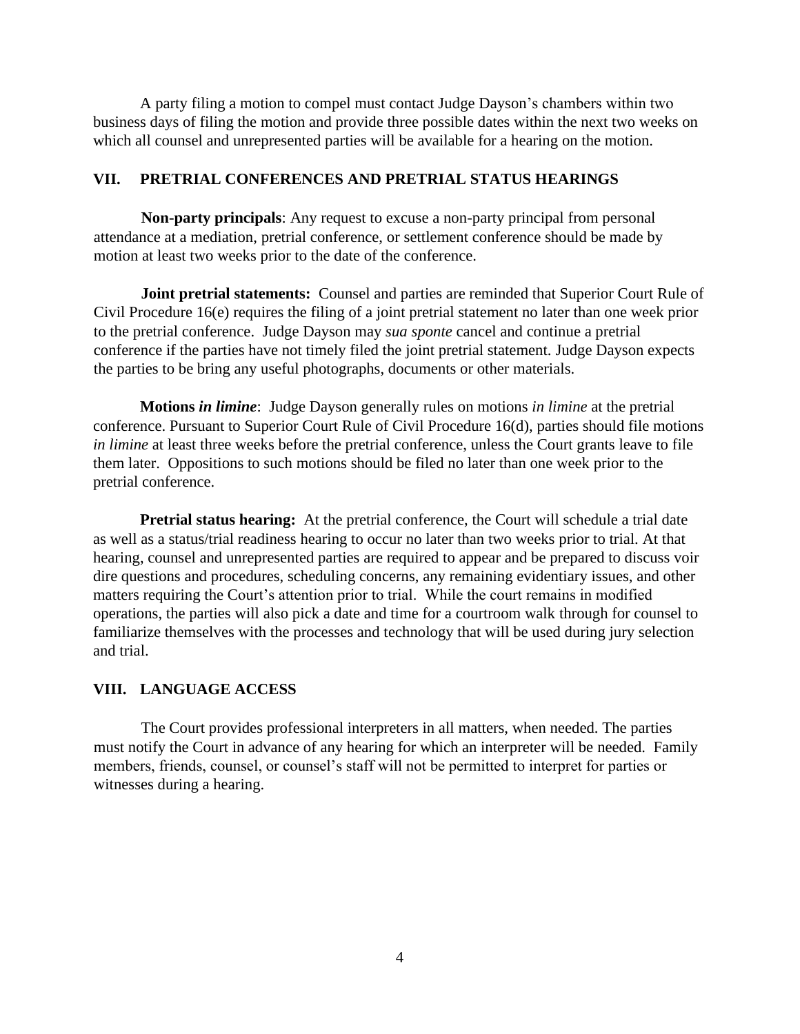A party filing a motion to compel must contact Judge Dayson's chambers within two business days of filing the motion and provide three possible dates within the next two weeks on which all counsel and unrepresented parties will be available for a hearing on the motion.

## VII. PRETRIAL CONFERENCES AND PRETRIAL STATUS HEARINGS

**Non-party principals**: Any request to excuse a non-party principal from personal attendance at a mediation, pretrial conference, or settlement conference should be made by motion at least two weeks prior to the date of the conference.

**Joint pretrial statements:** Counsel and parties are reminded that Superior Court Rule of Civil Procedure 16(e) requires the filing of a joint pretrial statement no later than one week prior to the pretrial conference. Judge Dayson may *sua sponte* cancel and continue a pretrial conference if the parties have not timely filed the joint pretrial statement. Judge Dayson expects the parties to be bring any useful photographs, documents or other materials.

**Motions *in limine***: Judge Dayson generally rules on motions *in limine* at the pretrial conference. Pursuant to Superior Court Rule of Civil Procedure 16(d), parties should file motions *in limine* at least three weeks before the pretrial conference, unless the Court grants leave to file them later. Oppositions to such motions should be filed no later than one week prior to the pretrial conference.

**Pretrial status hearing:** At the pretrial conference, the Court will schedule a trial date as well as a status/trial readiness hearing to occur no later than two weeks prior to trial. At that hearing, counsel and unrepresented parties are required to appear and be prepared to discuss voir dire questions and procedures, scheduling concerns, any remaining evidentiary issues, and other matters requiring the Court's attention prior to trial. While the court remains in modified operations, the parties will also pick a date and time for a courtroom walk through for counsel to familiarize themselves with the processes and technology that will be used during jury selection and trial.

## VIII. LANGUAGE ACCESS

The Court provides professional interpreters in all matters, when needed. The parties must notify the Court in advance of any hearing for which an interpreter will be needed. Family members, friends, counsel, or counsel's staff will not be permitted to interpret for parties or witnesses during a hearing.